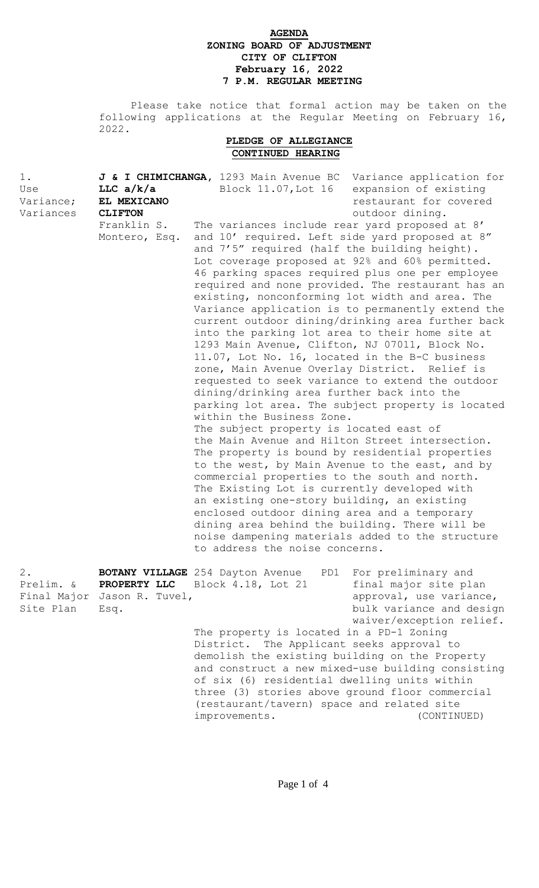# AGENDA
## ZONING BOARD OF ADJUSTMENT
## CITY OF CLIFTON
## February 16, 2022
## 7 P.M. REGULAR MEETING

Please take notice that formal action may be taken on the following applications at the Regular Meeting on February 16, 2022.

**PLEDGE OF ALLEGIANCE**

**CONTINUED HEARING**

1. Use Variance; Variances

**J & I CHIMICHANGA, LLC a/k/a EL MEXICANO CLIFTON**
Franklin S. Montero, Esq.

1293 Main Avenue BC
Block 11.07, Lot 16

Variance application for expansion of existing restaurant for covered outdoor dining.

The variances include rear yard proposed at 8' and 10' required. Left side yard proposed at 8" and 7'5" required (half the building height). Lot coverage proposed at 92% and 60% permitted. 46 parking spaces required plus one per employee required and none provided. The restaurant has an existing, nonconforming lot width and area. The Variance application is to permanently extend the current outdoor dining/drinking area further back into the parking lot area to their home site at 1293 Main Avenue, Clifton, NJ 07011, Block No. 11.07, Lot No. 16, located in the B-C business zone, Main Avenue Overlay District. Relief is requested to seek variance to extend the outdoor dining/drinking area further back into the parking lot area. The subject property is located within the Business Zone.
The subject property is located east of the Main Avenue and Hilton Street intersection. The property is bound by residential properties to the west, by Main Avenue to the east, and by commercial properties to the south and north. The Existing Lot is currently developed with an existing one-story building, an existing enclosed outdoor dining area and a temporary dining area behind the building. There will be noise dampening materials added to the structure to address the noise concerns.

2. Prelim. & Final Major Site Plan

**BOTANY VILLAGE PROPERTY LLC**
Jason R. Tuvel, Esq.

254 Dayton Avenue PD1
Block 4.18, Lot 21

For preliminary and final major site plan approval, use variance, bulk variance and design waiver/exception relief.

The property is located in a PD-1 Zoning District. The Applicant seeks approval to demolish the existing building on the Property and construct a new mixed-use building consisting of six (6) residential dwelling units within three (3) stories above ground floor commercial (restaurant/tavern) space and related site improvements. (CONTINUED)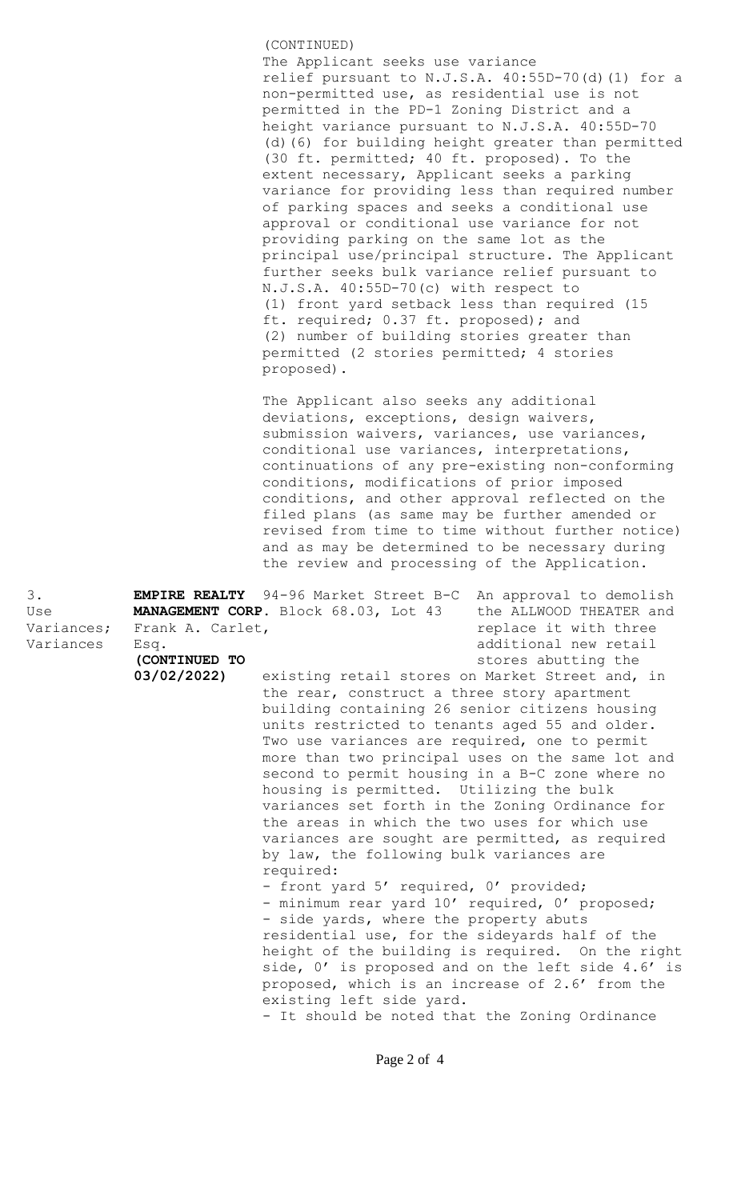(CONTINUED)

The Applicant seeks use variance relief pursuant to N.J.S.A. 40:55D-70(d)(1) for a non-permitted use, as residential use is not permitted in the PD-1 Zoning District and a height variance pursuant to N.J.S.A. 40:55D-70 (d)(6) for building height greater than permitted (30 ft. permitted; 40 ft. proposed). To the extent necessary, Applicant seeks a parking variance for providing less than required number of parking spaces and seeks a conditional use approval or conditional use variance for not providing parking on the same lot as the principal use/principal structure. The Applicant further seeks bulk variance relief pursuant to N.J.S.A. 40:55D-70(c) with respect to (1) front yard setback less than required (15 ft. required; 0.37 ft. proposed); and (2) number of building stories greater than permitted (2 stories permitted; 4 stories proposed).

The Applicant also seeks any additional deviations, exceptions, design waivers, submission waivers, variances, use variances, conditional use variances, interpretations, continuations of any pre-existing non-conforming conditions, modifications of prior imposed conditions, and other approval reflected on the filed plans (as same may be further amended or revised from time to time without further notice) and as may be determined to be necessary during the review and processing of the Application.

3. Use Variances; Variances

**EMPIRE REALTY MANAGEMENT CORP.** Frank A. Carlet, Esq.

**(CONTINUED TO 03/02/2022)**

94-96 Market Street B-C Block 68.03, Lot 43

An approval to demolish the ALLWOOD THEATER and replace it with three additional new retail stores abutting the existing retail stores on Market Street and, in the rear, construct a three story apartment building containing 26 senior citizens housing units restricted to tenants aged 55 and older. Two use variances are required, one to permit more than two principal uses on the same lot and second to permit housing in a B-C zone where no housing is permitted. Utilizing the bulk variances set forth in the Zoning Ordinance for the areas in which the two uses for which use variances are sought are permitted, as required by law, the following bulk variances are required:

- front yard 5' required, 0' provided;
- minimum rear yard 10' required, 0' proposed;
- side yards, where the property abuts residential use, for the sideyards half of the height of the building is required. On the right side, 0' is proposed and on the left side 4.6' is proposed, which is an increase of 2.6' from the existing left side yard.
- It should be noted that the Zoning Ordinance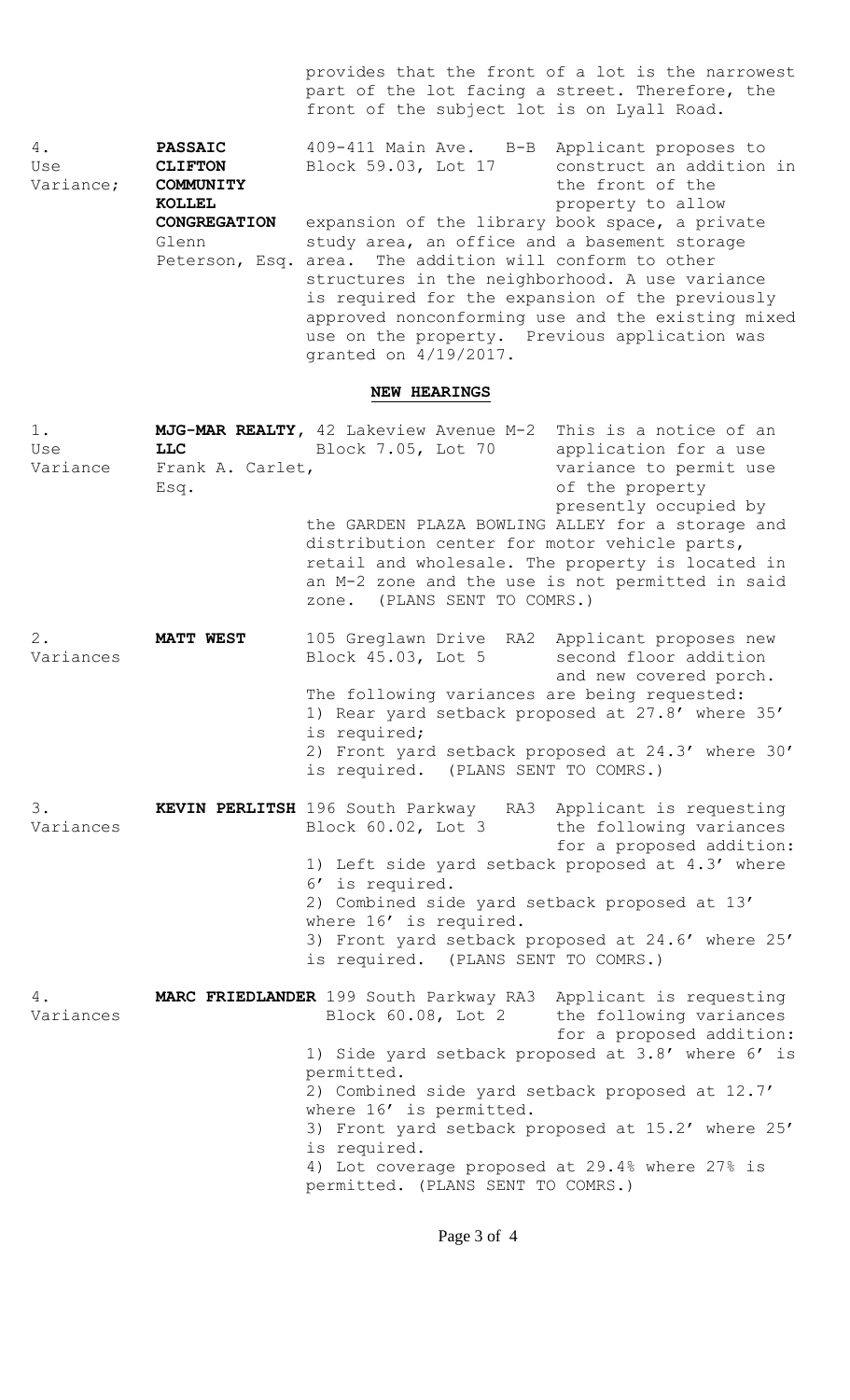provides that the front of a lot is the narrowest part of the lot facing a street. Therefore, the front of the subject lot is on Lyall Road.

| | | |
|---|---|---|
| 4. Use Variance; | **PASSAIC CLIFTON COMMUNITY KOLLEL CONGREGATION** Glenn Peterson, Esq. | 409-411 Main Ave. B-B Block 59.03, Lot 17 Applicant proposes to construct an addition in the front of the property to allow expansion of the library book space, a private study area, an office and a basement storage area. The addition will conform to other structures in the neighborhood. A use variance is required for the expansion of the previously approved nonconforming use and the existing mixed use on the property. Previous application was granted on 4/19/2017. |

## NEW HEARINGS

| | | |
|---|---|---|
| 1. Use Variance | **MJG-MAR REALTY, LLC** Frank A. Carlet, Esq. | 42 Lakeview Avenue M-2 Block 7.05, Lot 70 This is a notice of an application for a use variance to permit use of the property presently occupied by the GARDEN PLAZA BOWLING ALLEY for a storage and distribution center for motor vehicle parts, retail and wholesale. The property is located in an M-2 zone and the use is not permitted in said zone. (PLANS SENT TO COMRS.) |
| 2. Variances | **MATT WEST** | 105 Greglawn Drive RA2 Block 45.03, Lot 5 Applicant proposes new second floor addition and new covered porch. The following variances are being requested:<br>1) Rear yard setback proposed at 27.8' where 35' is required;<br>2) Front yard setback proposed at 24.3' where 30' is required. (PLANS SENT TO COMRS.) |
| 3. Variances | **KEVIN PERLITSH** | 196 South Parkway RA3 Block 60.02, Lot 3 Applicant is requesting the following variances for a proposed addition:<br>1) Left side yard setback proposed at 4.3' where 6' is required.<br>2) Combined side yard setback proposed at 13' where 16' is required.<br>3) Front yard setback proposed at 24.6' where 25' is required. (PLANS SENT TO COMRS.) |
| 4. Variances | **MARC FRIEDLANDER** | 199 South Parkway RA3 Block 60.08, Lot 2 Applicant is requesting the following variances for a proposed addition:<br>1) Side yard setback proposed at 3.8' where 6' is permitted.<br>2) Combined side yard setback proposed at 12.7' where 16' is permitted.<br>3) Front yard setback proposed at 15.2' where 25' is required.<br>4) Lot coverage proposed at 29.4% where 27% is permitted. (PLANS SENT TO COMRS.) |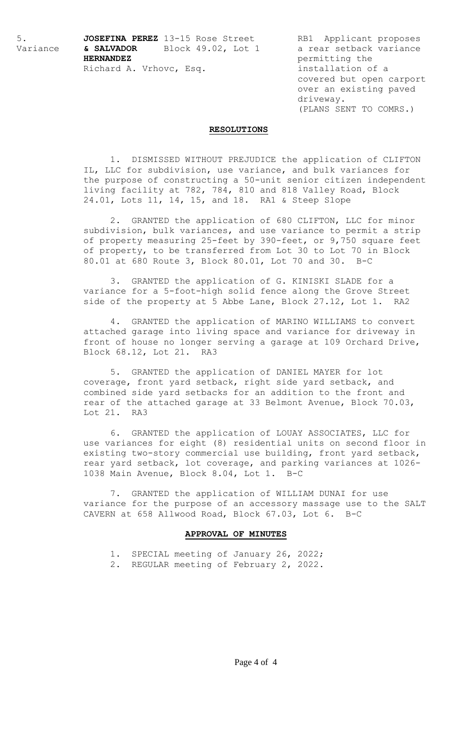| | | | |
|---|---|---|---|
| 5. Variance | **JOSEFINA PEREZ & SALVADOR HERNANDEZ** Richard A. Vrhovc, Esq. | 13-15 Rose Street Block 49.02, Lot 1 | RB1 Applicant proposes a rear setback variance permitting the installation of a covered but open carport over an existing paved driveway. (PLANS SENT TO COMRS.) |

## RESOLUTIONS

1. DISMISSED WITHOUT PREJUDICE the application of CLIFTON IL, LLC for subdivision, use variance, and bulk variances for the purpose of constructing a 50-unit senior citizen independent living facility at 782, 784, 810 and 818 Valley Road, Block 24.01, Lots 11, 14, 15, and 18. RA1 & Steep Slope

2. GRANTED the application of 680 CLIFTON, LLC for minor subdivision, bulk variances, and use variance to permit a strip of property measuring 25-feet by 390-feet, or 9,750 square feet of property, to be transferred from Lot 30 to Lot 70 in Block 80.01 at 680 Route 3, Block 80.01, Lot 70 and 30. B-C

3. GRANTED the application of G. KINISKI SLADE for a variance for a 5-foot-high solid fence along the Grove Street side of the property at 5 Abbe Lane, Block 27.12, Lot 1. RA2

4. GRANTED the application of MARINO WILLIAMS to convert attached garage into living space and variance for driveway in front of house no longer serving a garage at 109 Orchard Drive, Block 68.12, Lot 21. RA3

5. GRANTED the application of DANIEL MAYER for lot coverage, front yard setback, right side yard setback, and combined side yard setbacks for an addition to the front and rear of the attached garage at 33 Belmont Avenue, Block 70.03, Lot 21. RA3

6. GRANTED the application of LOUAY ASSOCIATES, LLC for use variances for eight (8) residential units on second floor in existing two-story commercial use building, front yard setback, rear yard setback, lot coverage, and parking variances at 1026-1038 Main Avenue, Block 8.04, Lot 1. B-C

7. GRANTED the application of WILLIAM DUNAI for use variance for the purpose of an accessory massage use to the SALT CAVERN at 658 Allwood Road, Block 67.03, Lot 6. B-C

## APPROVAL OF MINUTES

1. SPECIAL meeting of January 26, 2022;
2. REGULAR meeting of February 2, 2022.